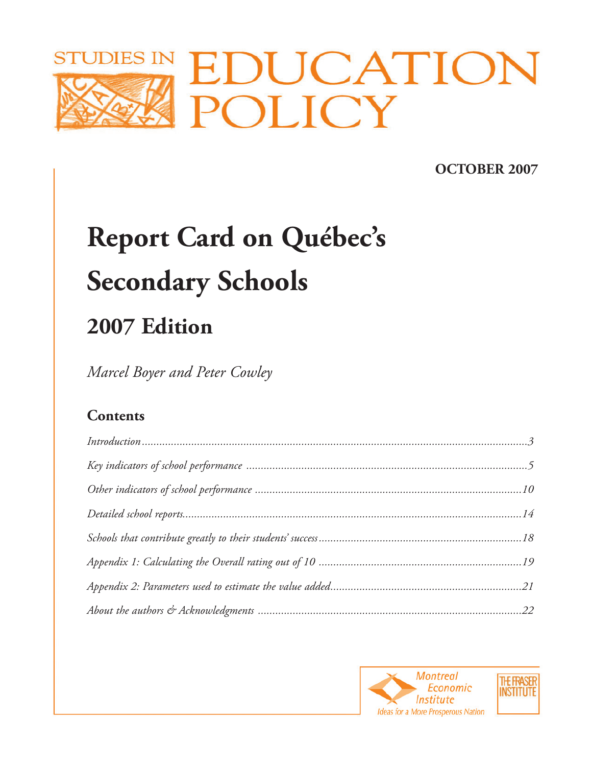STUDIES IN EDUCATION POLICY

**OCTOBER 2007**

# Report Card on Québec's Secondary Schools

## 2007 Edition

*Marcel Boyer and Peter Cowley*

### Contents

*Introduction* .......... 3

*Key indicators of school performance* .......... 5

*Other indicators of school performance* .......... 10

*Detailed school reports* .......... 14

*Schools that contribute greatly to their students' success* .......... 18

*Appendix 1: Calculating the Overall rating out of 10* .......... 19

*Appendix 2: Parameters used to estimate the value added* .......... 21

*About the authors & Acknowledgments* .......... 22

Montreal Economic Institute — Ideas for a More Prosperous Nation

The Fraser Institute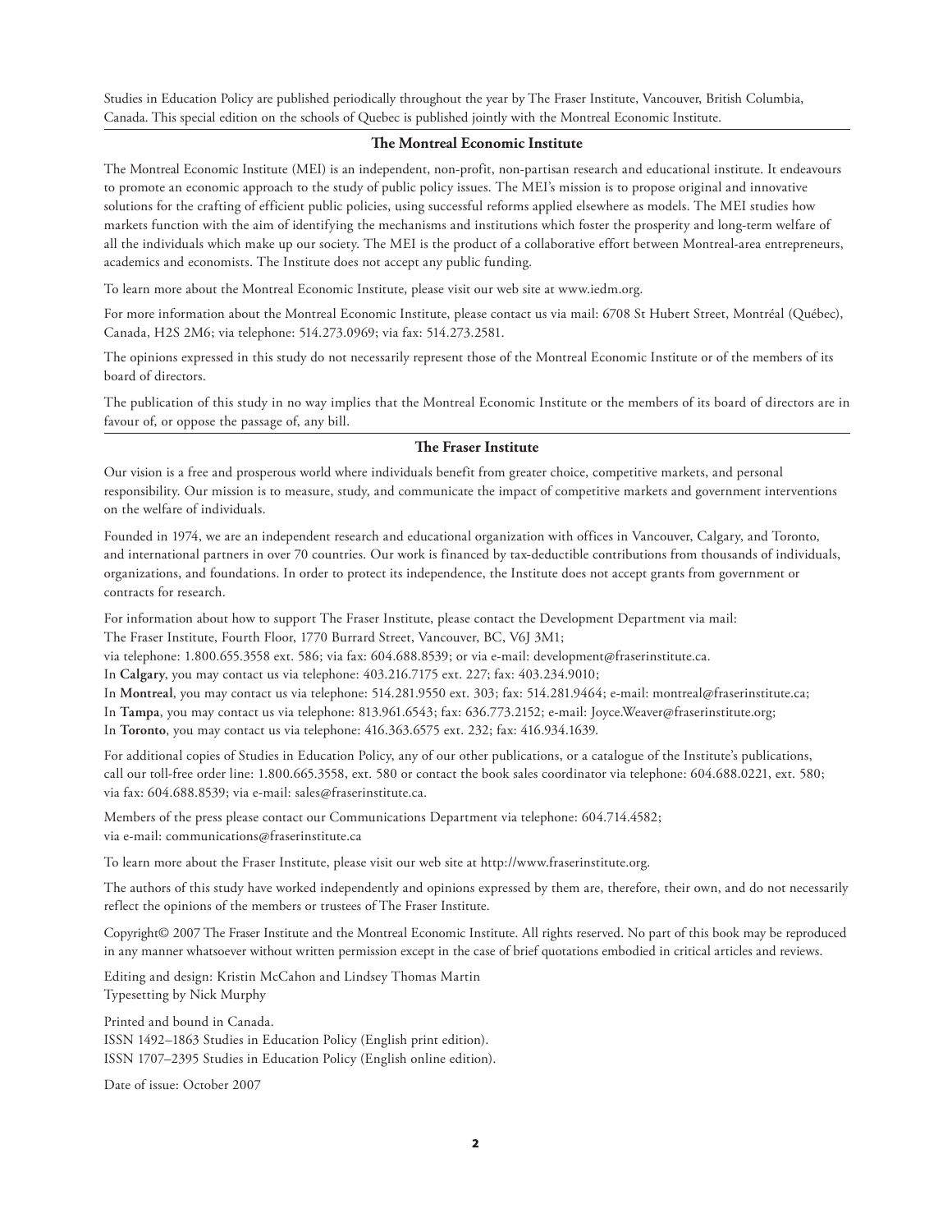Studies in Education Policy are published periodically throughout the year by The Fraser Institute, Vancouver, British Columbia, Canada. This special edition on the schools of Quebec is published jointly with the Montreal Economic Institute.

## The Montreal Economic Institute

The Montreal Economic Institute (MEI) is an independent, non-profit, non-partisan research and educational institute. It endeavours to promote an economic approach to the study of public policy issues. The MEI's mission is to propose original and innovative solutions for the crafting of efficient public policies, using successful reforms applied elsewhere as models. The MEI studies how markets function with the aim of identifying the mechanisms and institutions which foster the prosperity and long-term welfare of all the individuals which make up our society. The MEI is the product of a collaborative effort between Montreal-area entrepreneurs, academics and economists. The Institute does not accept any public funding.

To learn more about the Montreal Economic Institute, please visit our web site at www.iedm.org.

For more information about the Montreal Economic Institute, please contact us via mail: 6708 St Hubert Street, Montréal (Québec), Canada, H2S 2M6; via telephone: 514.273.0969; via fax: 514.273.2581.

The opinions expressed in this study do not necessarily represent those of the Montreal Economic Institute or of the members of its board of directors.

The publication of this study in no way implies that the Montreal Economic Institute or the members of its board of directors are in favour of, or oppose the passage of, any bill.

## The Fraser Institute

Our vision is a free and prosperous world where individuals benefit from greater choice, competitive markets, and personal responsibility. Our mission is to measure, study, and communicate the impact of competitive markets and government interventions on the welfare of individuals.

Founded in 1974, we are an independent research and educational organization with offices in Vancouver, Calgary, and Toronto, and international partners in over 70 countries. Our work is financed by tax-deductible contributions from thousands of individuals, organizations, and foundations. In order to protect its independence, the Institute does not accept grants from government or contracts for research.

For information about how to support The Fraser Institute, please contact the Development Department via mail:
The Fraser Institute, Fourth Floor, 1770 Burrard Street, Vancouver, BC, V6J 3M1;
via telephone: 1.800.655.3558 ext. 586; via fax: 604.688.8539; or via e-mail: development@fraserinstitute.ca.
In **Calgary**, you may contact us via telephone: 403.216.7175 ext. 227; fax: 403.234.9010;
In **Montreal**, you may contact us via telephone: 514.281.9550 ext. 303; fax: 514.281.9464; e-mail: montreal@fraserinstitute.ca;
In **Tampa**, you may contact us via telephone: 813.961.6543; fax: 636.773.2152; e-mail: Joyce.Weaver@fraserinstitute.org;
In **Toronto**, you may contact us via telephone: 416.363.6575 ext. 232; fax: 416.934.1639.

For additional copies of Studies in Education Policy, any of our other publications, or a catalogue of the Institute's publications, call our toll-free order line: 1.800.665.3558, ext. 580 or contact the book sales coordinator via telephone: 604.688.0221, ext. 580; via fax: 604.688.8539; via e-mail: sales@fraserinstitute.ca.

Members of the press please contact our Communications Department via telephone: 604.714.4582;
via e-mail: communications@fraserinstitute.ca

To learn more about the Fraser Institute, please visit our web site at http://www.fraserinstitute.org.

The authors of this study have worked independently and opinions expressed by them are, therefore, their own, and do not necessarily reflect the opinions of the members or trustees of The Fraser Institute.

Copyright© 2007 The Fraser Institute and the Montreal Economic Institute. All rights reserved. No part of this book may be reproduced in any manner whatsoever without written permission except in the case of brief quotations embodied in critical articles and reviews.

Editing and design: Kristin McCahon and Lindsey Thomas Martin
Typesetting by Nick Murphy

Printed and bound in Canada.
ISSN 1492–1863 Studies in Education Policy (English print edition).
ISSN 1707–2395 Studies in Education Policy (English online edition).

Date of issue: October 2007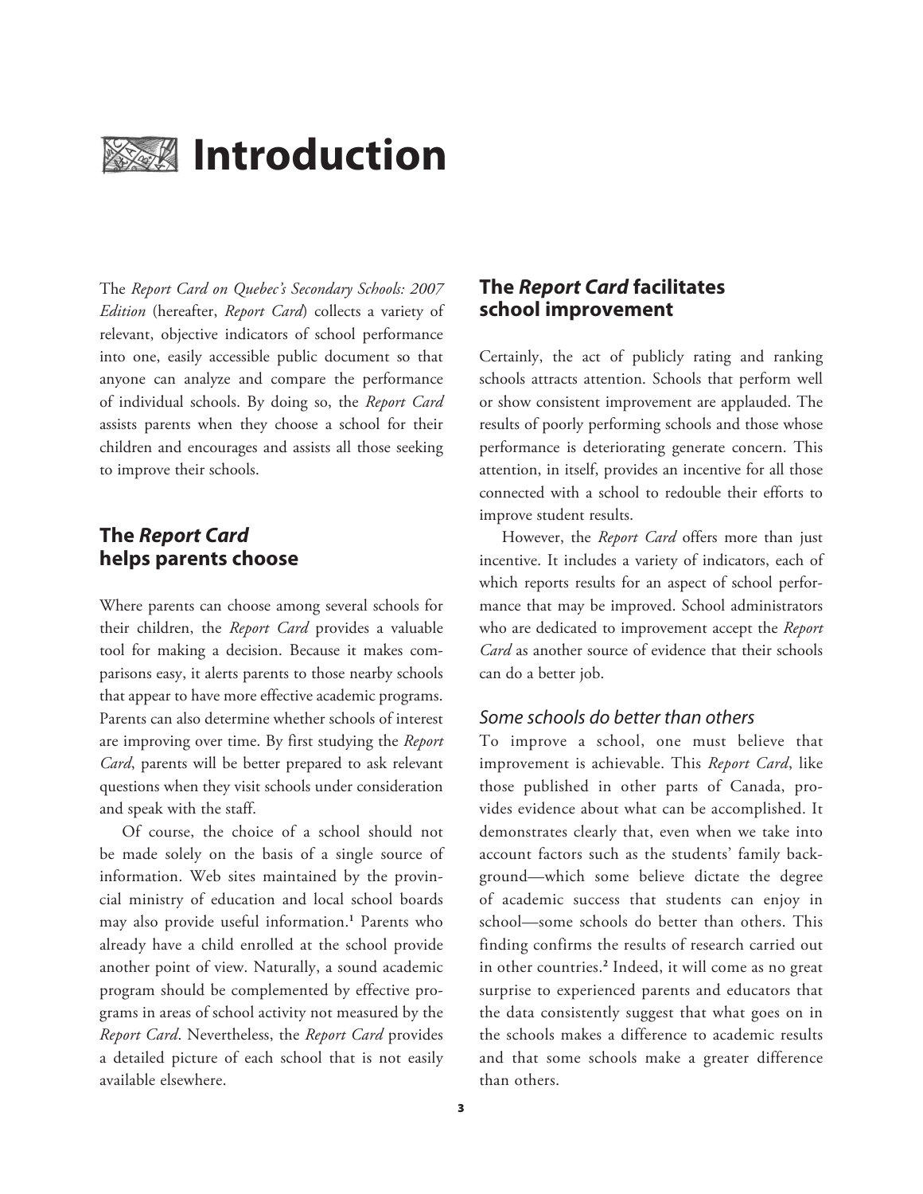# Introduction

The *Report Card on Quebec's Secondary Schools: 2007 Edition* (hereafter, *Report Card*) collects a variety of relevant, objective indicators of school performance into one, easily accessible public document so that anyone can analyze and compare the performance of individual schools. By doing so, the *Report Card* assists parents when they choose a school for their children and encourages and assists all those seeking to improve their schools.

## The *Report Card* helps parents choose

Where parents can choose among several schools for their children, the *Report Card* provides a valuable tool for making a decision. Because it makes comparisons easy, it alerts parents to those nearby schools that appear to have more effective academic programs. Parents can also determine whether schools of interest are improving over time. By first studying the *Report Card*, parents will be better prepared to ask relevant questions when they visit schools under consideration and speak with the staff.

Of course, the choice of a school should not be made solely on the basis of a single source of information. Web sites maintained by the provincial ministry of education and local school boards may also provide useful information.[1] Parents who already have a child enrolled at the school provide another point of view. Naturally, a sound academic program should be complemented by effective programs in areas of school activity not measured by the *Report Card*. Nevertheless, the *Report Card* provides a detailed picture of each school that is not easily available elsewhere.

## The *Report Card* facilitates school improvement

Certainly, the act of publicly rating and ranking schools attracts attention. Schools that perform well or show consistent improvement are applauded. The results of poorly performing schools and those whose performance is deteriorating generate concern. This attention, in itself, provides an incentive for all those connected with a school to redouble their efforts to improve student results.

However, the *Report Card* offers more than just incentive. It includes a variety of indicators, each of which reports results for an aspect of school performance that may be improved. School administrators who are dedicated to improvement accept the *Report Card* as another source of evidence that their schools can do a better job.

### *Some schools do better than others*

To improve a school, one must believe that improvement is achievable. This *Report Card*, like those published in other parts of Canada, provides evidence about what can be accomplished. It demonstrates clearly that, even when we take into account factors such as the students' family background—which some believe dictate the degree of academic success that students can enjoy in school—some schools do better than others. This finding confirms the results of research carried out in other countries.[2] Indeed, it will come as no great surprise to experienced parents and educators that the data consistently suggest that what goes on in the schools makes a difference to academic results and that some schools make a greater difference than others.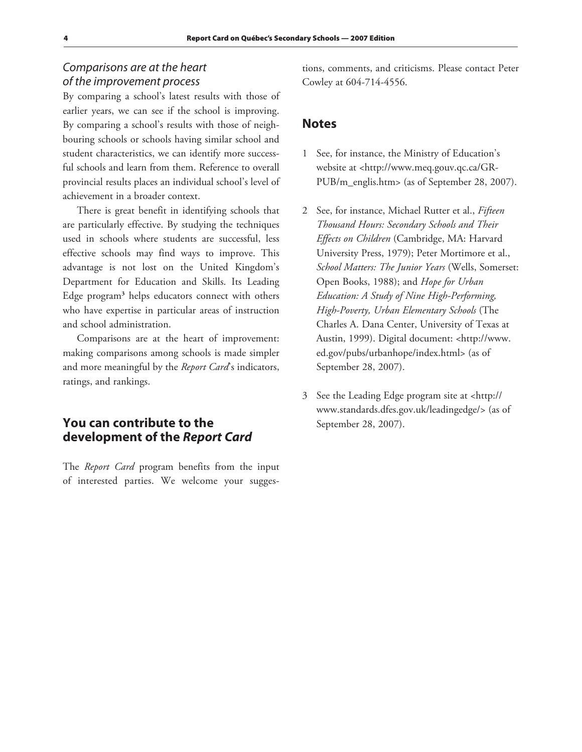### *Comparisons are at the heart of the improvement process*

By comparing a school's latest results with those of earlier years, we can see if the school is improving. By comparing a school's results with those of neighbouring schools or schools having similar school and student characteristics, we can identify more successful schools and learn from them. Reference to overall provincial results places an individual school's level of achievement in a broader context.

There is great benefit in identifying schools that are particularly effective. By studying the techniques used in schools where students are successful, less effective schools may find ways to improve. This advantage is not lost on the United Kingdom's Department for Education and Skills. Its Leading Edge program[3] helps educators connect with others who have expertise in particular areas of instruction and school administration.

Comparisons are at the heart of improvement: making comparisons among schools is made simpler and more meaningful by the *Report Card*'s indicators, ratings, and rankings.

## You can contribute to the development of the *Report Card*

The *Report Card* program benefits from the input of interested parties. We welcome your suggestions, comments, and criticisms. Please contact Peter Cowley at 604-714-4556.

## Notes

1 See, for instance, the Ministry of Education's website at <http://www.meq.gouv.qc.ca/GR-PUB/m_englis.htm> (as of September 28, 2007).

2 See, for instance, Michael Rutter et al., *Fifteen Thousand Hours: Secondary Schools and Their Effects on Children* (Cambridge, MA: Harvard University Press, 1979); Peter Mortimore et al., *School Matters: The Junior Years* (Wells, Somerset: Open Books, 1988); and *Hope for Urban Education: A Study of Nine High-Performing, High-Poverty, Urban Elementary Schools* (The Charles A. Dana Center, University of Texas at Austin, 1999). Digital document: <http://www.ed.gov/pubs/urbanhope/index.html> (as of September 28, 2007).

3 See the Leading Edge program site at <http://www.standards.dfes.gov.uk/leadingedge/> (as of September 28, 2007).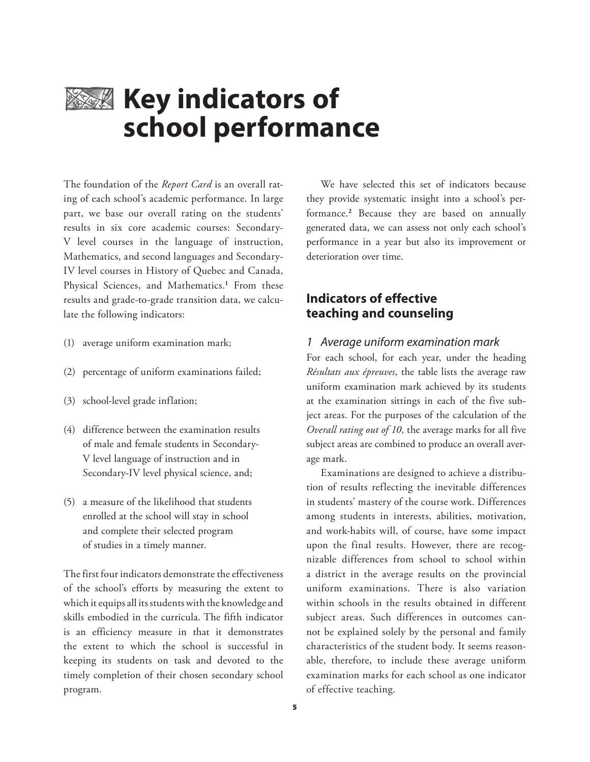# Key indicators of school performance

The foundation of the *Report Card* is an overall rating of each school's academic performance. In large part, we base our overall rating on the students' results in six core academic courses: Secondary-V level courses in the language of instruction, Mathematics, and second languages and Secondary-IV level courses in History of Quebec and Canada, Physical Sciences, and Mathematics.[1] From these results and grade-to-grade transition data, we calculate the following indicators:

(1) average uniform examination mark;

(2) percentage of uniform examinations failed;

(3) school-level grade inflation;

(4) difference between the examination results of male and female students in Secondary-V level language of instruction and in Secondary-IV level physical science, and;

(5) a measure of the likelihood that students enrolled at the school will stay in school and complete their selected program of studies in a timely manner.

The first four indicators demonstrate the effectiveness of the school's efforts by measuring the extent to which it equips all its students with the knowledge and skills embodied in the curricula. The fifth indicator is an efficiency measure in that it demonstrates the extent to which the school is successful in keeping its students on task and devoted to the timely completion of their chosen secondary school program.

We have selected this set of indicators because they provide systematic insight into a school's performance.[2] Because they are based on annually generated data, we can assess not only each school's performance in a year but also its improvement or deterioration over time.

## Indicators of effective teaching and counseling

### 1 Average uniform examination mark

For each school, for each year, under the heading *Résultats aux épreuves*, the table lists the average raw uniform examination mark achieved by its students at the examination sittings in each of the five subject areas. For the purposes of the calculation of the *Overall rating out of 10*, the average marks for all five subject areas are combined to produce an overall average mark.

Examinations are designed to achieve a distribution of results reflecting the inevitable differences in students' mastery of the course work. Differences among students in interests, abilities, motivation, and work-habits will, of course, have some impact upon the final results. However, there are recognizable differences from school to school within a district in the average results on the provincial uniform examinations. There is also variation within schools in the results obtained in different subject areas. Such differences in outcomes cannot be explained solely by the personal and family characteristics of the student body. It seems reasonable, therefore, to include these average uniform examination marks for each school as one indicator of effective teaching.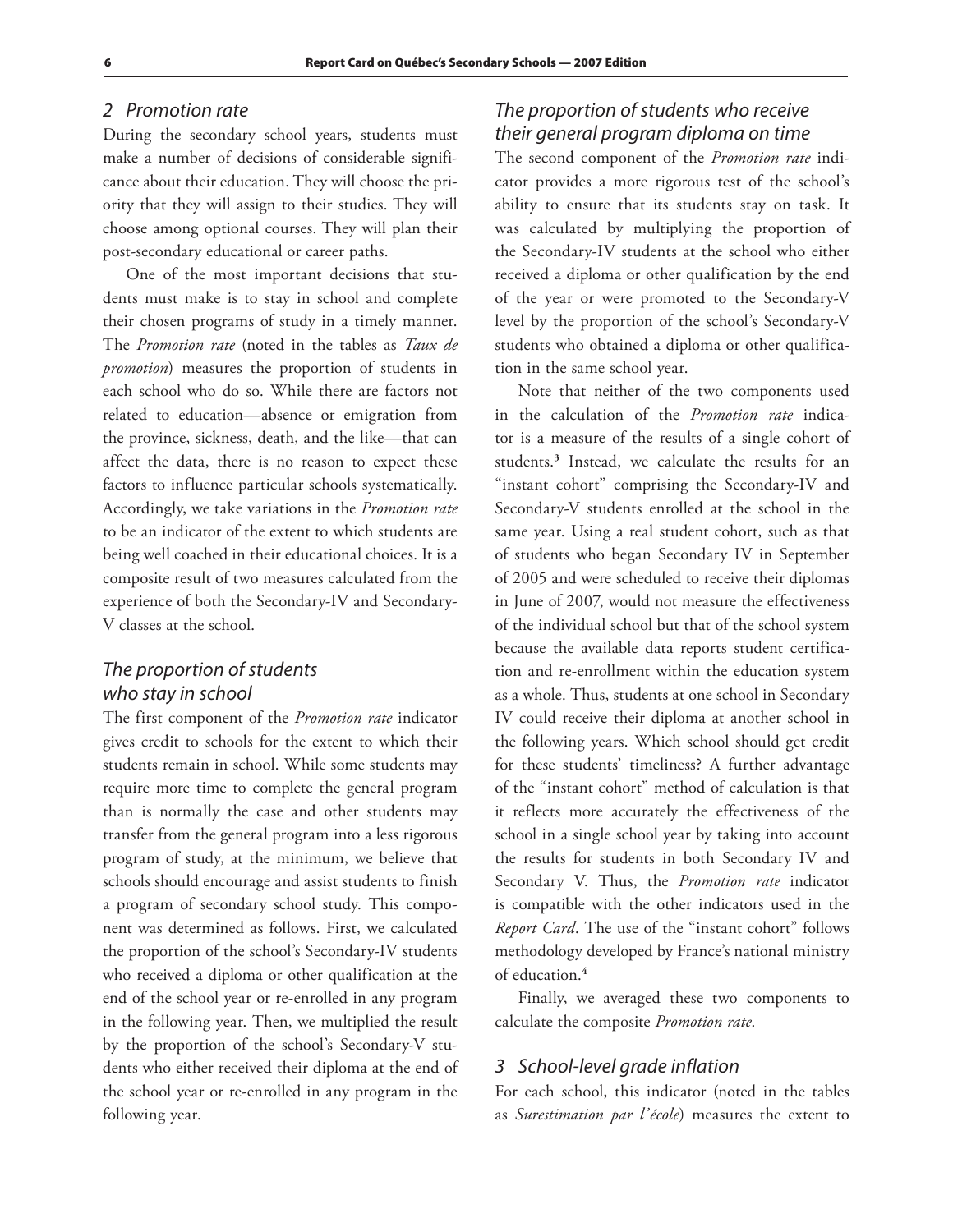## 2 Promotion rate

During the secondary school years, students must make a number of decisions of considerable significance about their education. They will choose the priority that they will assign to their studies. They will choose among optional courses. They will plan their post-secondary educational or career paths.

One of the most important decisions that students must make is to stay in school and complete their chosen programs of study in a timely manner. The *Promotion rate* (noted in the tables as *Taux de promotion*) measures the proportion of students in each school who do so. While there are factors not related to education—absence or emigration from the province, sickness, death, and the like—that can affect the data, there is no reason to expect these factors to influence particular schools systematically. Accordingly, we take variations in the *Promotion rate* to be an indicator of the extent to which students are being well coached in their educational choices. It is a composite result of two measures calculated from the experience of both the Secondary-IV and Secondary-V classes at the school.

### The proportion of students who stay in school

The first component of the *Promotion rate* indicator gives credit to schools for the extent to which their students remain in school. While some students may require more time to complete the general program than is normally the case and other students may transfer from the general program into a less rigorous program of study, at the minimum, we believe that schools should encourage and assist students to finish a program of secondary school study. This component was determined as follows. First, we calculated the proportion of the school's Secondary-IV students who received a diploma or other qualification at the end of the school year or re-enrolled in any program in the following year. Then, we multiplied the result by the proportion of the school's Secondary-V students who either received their diploma at the end of the school year or re-enrolled in any program in the following year.

### The proportion of students who receive their general program diploma on time

The second component of the *Promotion rate* indicator provides a more rigorous test of the school's ability to ensure that its students stay on task. It was calculated by multiplying the proportion of the Secondary-IV students at the school who either received a diploma or other qualification by the end of the year or were promoted to the Secondary-V level by the proportion of the school's Secondary-V students who obtained a diploma or other qualification in the same school year.

Note that neither of the two components used in the calculation of the *Promotion rate* indicator is a measure of the results of a single cohort of students.[3] Instead, we calculate the results for an "instant cohort" comprising the Secondary-IV and Secondary-V students enrolled at the school in the same year. Using a real student cohort, such as that of students who began Secondary IV in September of 2005 and were scheduled to receive their diplomas in June of 2007, would not measure the effectiveness of the individual school but that of the school system because the available data reports student certification and re-enrollment within the education system as a whole. Thus, students at one school in Secondary IV could receive their diploma at another school in the following years. Which school should get credit for these students' timeliness? A further advantage of the "instant cohort" method of calculation is that it reflects more accurately the effectiveness of the school in a single school year by taking into account the results for students in both Secondary IV and Secondary V. Thus, the *Promotion rate* indicator is compatible with the other indicators used in the *Report Card*. The use of the "instant cohort" follows methodology developed by France's national ministry of education.[4]

Finally, we averaged these two components to calculate the composite *Promotion rate*.

## 3 School-level grade inflation

For each school, this indicator (noted in the tables as *Surestimation par l'école*) measures the extent to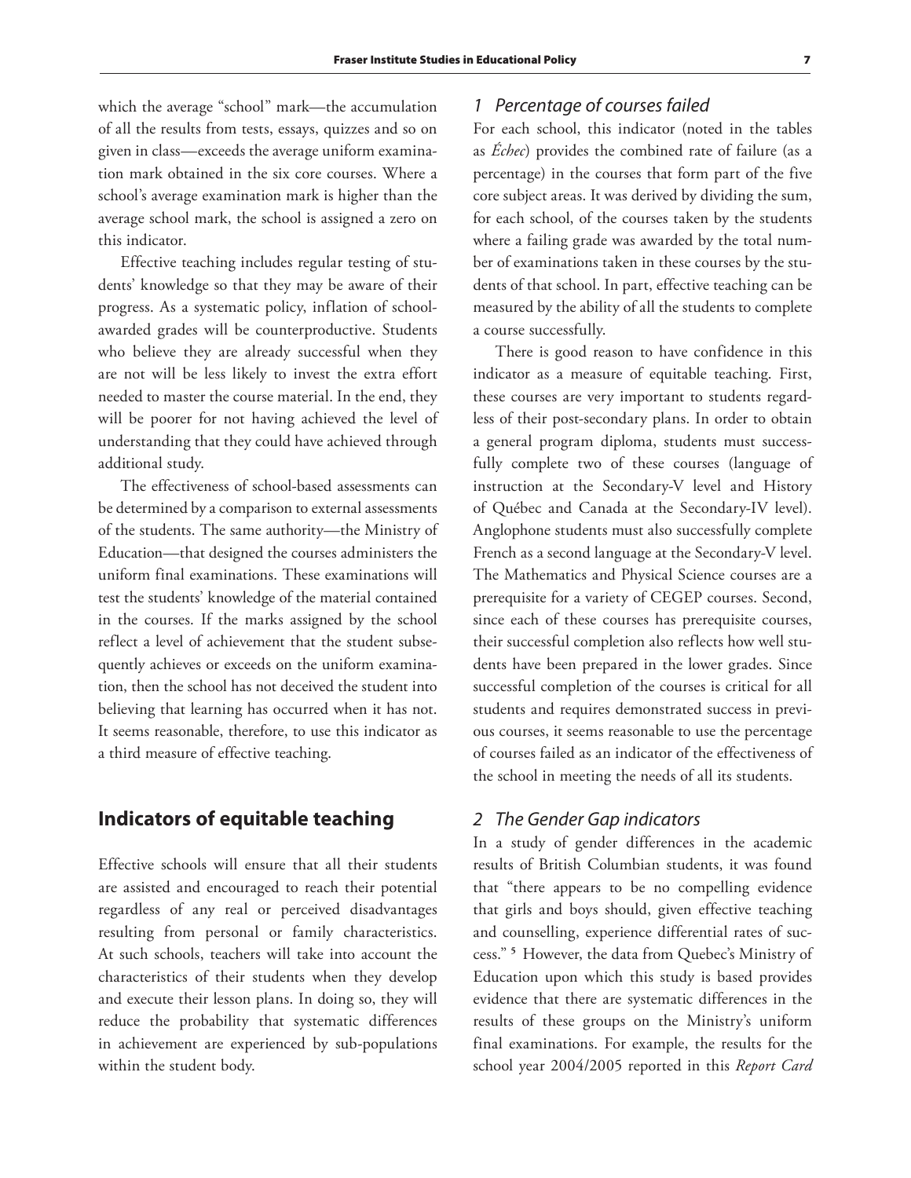which the average "school" mark—the accumulation of all the results from tests, essays, quizzes and so on given in class—exceeds the average uniform examination mark obtained in the six core courses. Where a school's average examination mark is higher than the average school mark, the school is assigned a zero on this indicator.

Effective teaching includes regular testing of students' knowledge so that they may be aware of their progress. As a systematic policy, inflation of school-awarded grades will be counterproductive. Students who believe they are already successful when they are not will be less likely to invest the extra effort needed to master the course material. In the end, they will be poorer for not having achieved the level of understanding that they could have achieved through additional study.

The effectiveness of school-based assessments can be determined by a comparison to external assessments of the students. The same authority—the Ministry of Education—that designed the courses administers the uniform final examinations. These examinations will test the students' knowledge of the material contained in the courses. If the marks assigned by the school reflect a level of achievement that the student subsequently achieves or exceeds on the uniform examination, then the school has not deceived the student into believing that learning has occurred when it has not. It seems reasonable, therefore, to use this indicator as a third measure of effective teaching.

## Indicators of equitable teaching

Effective schools will ensure that all their students are assisted and encouraged to reach their potential regardless of any real or perceived disadvantages resulting from personal or family characteristics. At such schools, teachers will take into account the characteristics of their students when they develop and execute their lesson plans. In doing so, they will reduce the probability that systematic differences in achievement are experienced by sub-populations within the student body.

### *1 Percentage of courses failed*

For each school, this indicator (noted in the tables as *Échec*) provides the combined rate of failure (as a percentage) in the courses that form part of the five core subject areas. It was derived by dividing the sum, for each school, of the courses taken by the students where a failing grade was awarded by the total number of examinations taken in these courses by the students of that school. In part, effective teaching can be measured by the ability of all the students to complete a course successfully.

There is good reason to have confidence in this indicator as a measure of equitable teaching. First, these courses are very important to students regardless of their post-secondary plans. In order to obtain a general program diploma, students must successfully complete two of these courses (language of instruction at the Secondary-V level and History of Québec and Canada at the Secondary-IV level). Anglophone students must also successfully complete French as a second language at the Secondary-V level. The Mathematics and Physical Science courses are a prerequisite for a variety of CEGEP courses. Second, since each of these courses has prerequisite courses, their successful completion also reflects how well students have been prepared in the lower grades. Since successful completion of the courses is critical for all students and requires demonstrated success in previous courses, it seems reasonable to use the percentage of courses failed as an indicator of the effectiveness of the school in meeting the needs of all its students.

### *2 The Gender Gap indicators*

In a study of gender differences in the academic results of British Columbian students, it was found that "there appears to be no compelling evidence that girls and boys should, given effective teaching and counselling, experience differential rates of success." [5] However, the data from Quebec's Ministry of Education upon which this study is based provides evidence that there are systematic differences in the results of these groups on the Ministry's uniform final examinations. For example, the results for the school year 2004/2005 reported in this *Report Card*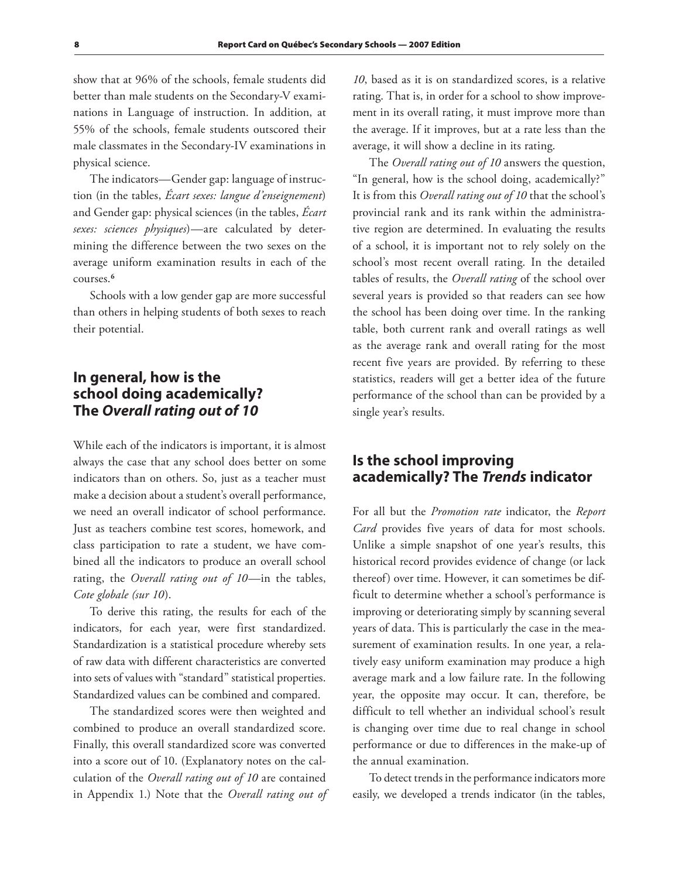show that at 96% of the schools, female students did better than male students on the Secondary-V examinations in Language of instruction. In addition, at 55% of the schools, female students outscored their male classmates in the Secondary-IV examinations in physical science.

The indicators—Gender gap: language of instruction (in the tables, *Écart sexes: langue d'enseignement*) and Gender gap: physical sciences (in the tables, *Écart sexes: sciences physiques*)—are calculated by determining the difference between the two sexes on the average uniform examination results in each of the courses.[6]

Schools with a low gender gap are more successful than others in helping students of both sexes to reach their potential.

## In general, how is the school doing academically? The *Overall rating out of 10*

While each of the indicators is important, it is almost always the case that any school does better on some indicators than on others. So, just as a teacher must make a decision about a student's overall performance, we need an overall indicator of school performance. Just as teachers combine test scores, homework, and class participation to rate a student, we have combined all the indicators to produce an overall school rating, the *Overall rating out of 10*—in the tables, *Cote globale (sur 10)*.

To derive this rating, the results for each of the indicators, for each year, were first standardized. Standardization is a statistical procedure whereby sets of raw data with different characteristics are converted into sets of values with "standard" statistical properties. Standardized values can be combined and compared.

The standardized scores were then weighted and combined to produce an overall standardized score. Finally, this overall standardized score was converted into a score out of 10. (Explanatory notes on the calculation of the *Overall rating out of 10* are contained in Appendix 1.) Note that the *Overall rating out of 10*, based as it is on standardized scores, is a relative rating. That is, in order for a school to show improvement in its overall rating, it must improve more than the average. If it improves, but at a rate less than the average, it will show a decline in its rating.

The *Overall rating out of 10* answers the question, "In general, how is the school doing, academically?" It is from this *Overall rating out of 10* that the school's provincial rank and its rank within the administrative region are determined. In evaluating the results of a school, it is important not to rely solely on the school's most recent overall rating. In the detailed tables of results, the *Overall rating* of the school over several years is provided so that readers can see how the school has been doing over time. In the ranking table, both current rank and overall ratings as well as the average rank and overall rating for the most recent five years are provided. By referring to these statistics, readers will get a better idea of the future performance of the school than can be provided by a single year's results.

## Is the school improving academically? The *Trends* indicator

For all but the *Promotion rate* indicator, the *Report Card* provides five years of data for most schools. Unlike a simple snapshot of one year's results, this historical record provides evidence of change (or lack thereof) over time. However, it can sometimes be difficult to determine whether a school's performance is improving or deteriorating simply by scanning several years of data. This is particularly the case in the measurement of examination results. In one year, a relatively easy uniform examination may produce a high average mark and a low failure rate. In the following year, the opposite may occur. It can, therefore, be difficult to tell whether an individual school's result is changing over time due to real change in school performance or due to differences in the make-up of the annual examination.

To detect trends in the performance indicators more easily, we developed a trends indicator (in the tables,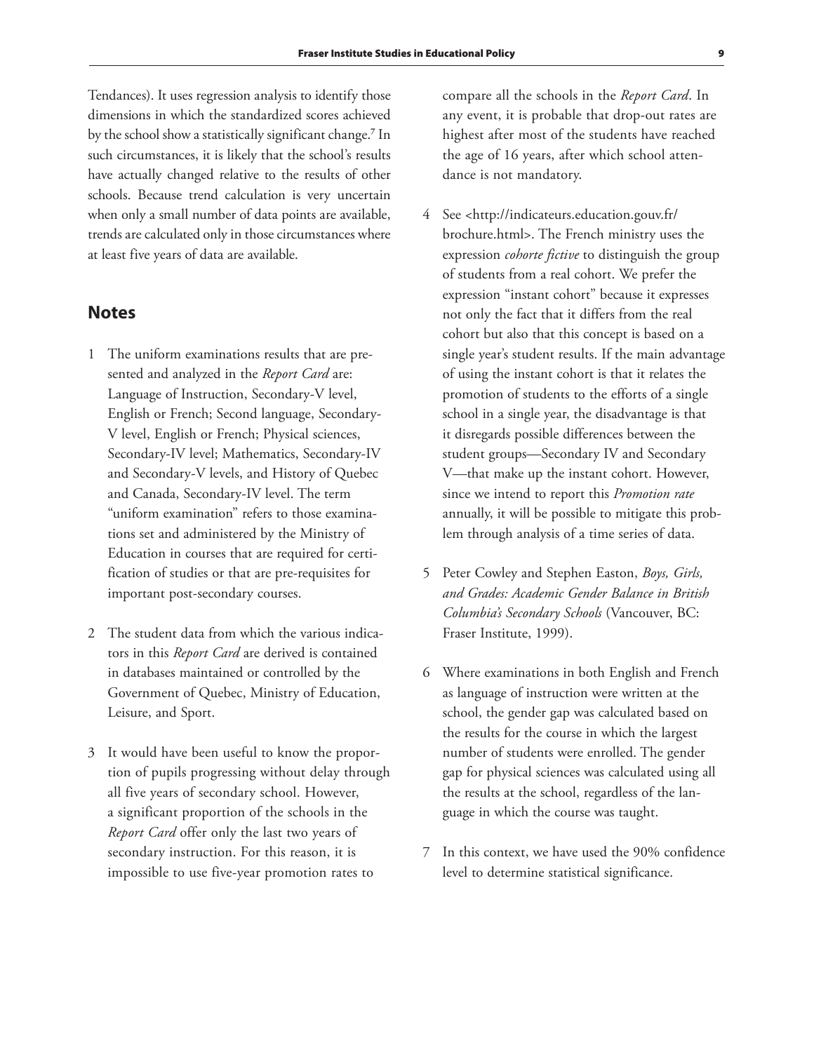Tendances). It uses regression analysis to identify those dimensions in which the standardized scores achieved by the school show a statistically significant change.[7] In such circumstances, it is likely that the school's results have actually changed relative to the results of other schools. Because trend calculation is very uncertain when only a small number of data points are available, trends are calculated only in those circumstances where at least five years of data are available.

## Notes

1 The uniform examinations results that are presented and analyzed in the *Report Card* are: Language of Instruction, Secondary-V level, English or French; Second language, Secondary-V level, English or French; Physical sciences, Secondary-IV level; Mathematics, Secondary-IV and Secondary-V levels, and History of Quebec and Canada, Secondary-IV level. The term "uniform examination" refers to those examinations set and administered by the Ministry of Education in courses that are required for certification of studies or that are pre-requisites for important post-secondary courses.

2 The student data from which the various indicators in this *Report Card* are derived is contained in databases maintained or controlled by the Government of Quebec, Ministry of Education, Leisure, and Sport.

3 It would have been useful to know the proportion of pupils progressing without delay through all five years of secondary school. However, a significant proportion of the schools in the *Report Card* offer only the last two years of secondary instruction. For this reason, it is impossible to use five-year promotion rates to compare all the schools in the *Report Card*. In any event, it is probable that drop-out rates are highest after most of the students have reached the age of 16 years, after which school attendance is not mandatory.

4 See <http://indicateurs.education.gouv.fr/brochure.html>. The French ministry uses the expression *cohorte fictive* to distinguish the group of students from a real cohort. We prefer the expression "instant cohort" because it expresses not only the fact that it differs from the real cohort but also that this concept is based on a single year's student results. If the main advantage of using the instant cohort is that it relates the promotion of students to the efforts of a single school in a single year, the disadvantage is that it disregards possible differences between the student groups—Secondary IV and Secondary V—that make up the instant cohort. However, since we intend to report this *Promotion rate* annually, it will be possible to mitigate this problem through analysis of a time series of data.

5 Peter Cowley and Stephen Easton, *Boys, Girls, and Grades: Academic Gender Balance in British Columbia's Secondary Schools* (Vancouver, BC: Fraser Institute, 1999).

6 Where examinations in both English and French as language of instruction were written at the school, the gender gap was calculated based on the results for the course in which the largest number of students were enrolled. The gender gap for physical sciences was calculated using all the results at the school, regardless of the language in which the course was taught.

7 In this context, we have used the 90% confidence level to determine statistical significance.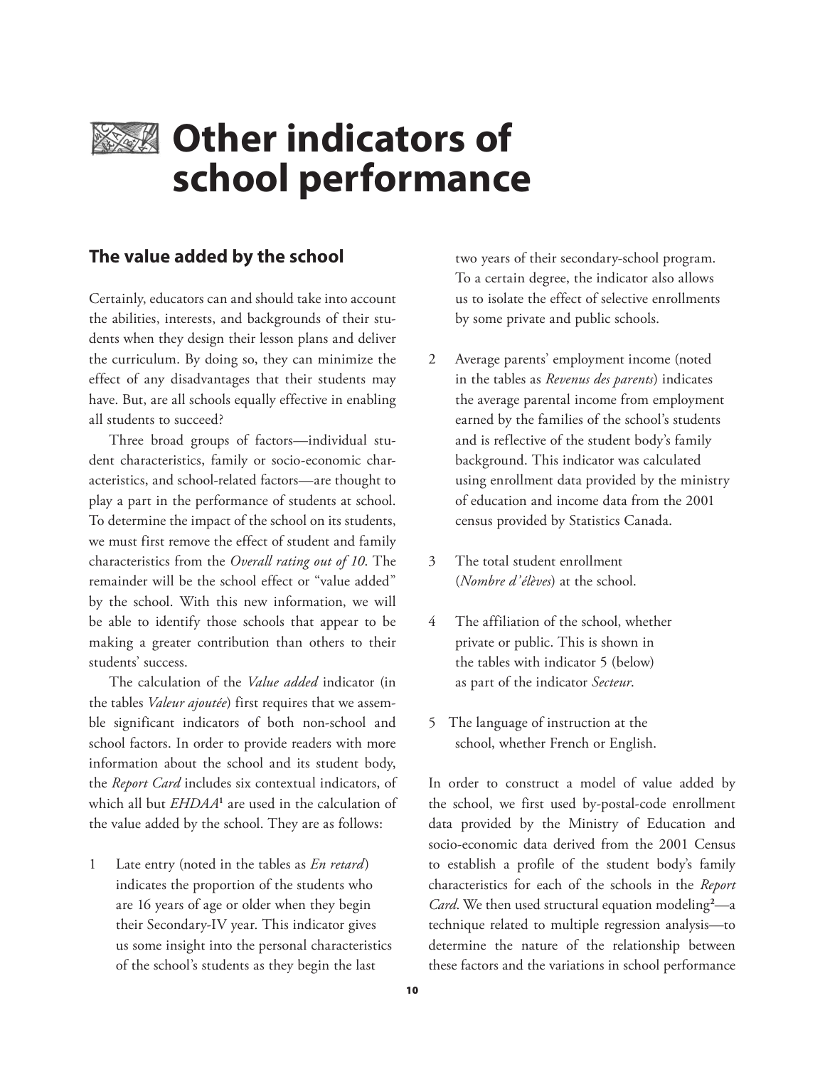# Other indicators of school performance

## The value added by the school

Certainly, educators can and should take into account the abilities, interests, and backgrounds of their students when they design their lesson plans and deliver the curriculum. By doing so, they can minimize the effect of any disadvantages that their students may have. But, are all schools equally effective in enabling all students to succeed?

Three broad groups of factors—individual student characteristics, family or socio-economic characteristics, and school-related factors—are thought to play a part in the performance of students at school. To determine the impact of the school on its students, we must first remove the effect of student and family characteristics from the *Overall rating out of 10*. The remainder will be the school effect or "value added" by the school. With this new information, we will be able to identify those schools that appear to be making a greater contribution than others to their students' success.

The calculation of the *Value added* indicator (in the tables *Valeur ajoutée*) first requires that we assemble significant indicators of both non-school and school factors. In order to provide readers with more information about the school and its student body, the *Report Card* includes six contextual indicators, of which all but *EHDAA*[1] are used in the calculation of the value added by the school. They are as follows:

1. Late entry (noted in the tables as *En retard*) indicates the proportion of the students who are 16 years of age or older when they begin their Secondary-IV year. This indicator gives us some insight into the personal characteristics of the school's students as they begin the last two years of their secondary-school program. To a certain degree, the indicator also allows us to isolate the effect of selective enrollments by some private and public schools.

2. Average parents' employment income (noted in the tables as *Revenus des parents*) indicates the average parental income from employment earned by the families of the school's students and is reflective of the student body's family background. This indicator was calculated using enrollment data provided by the ministry of education and income data from the 2001 census provided by Statistics Canada.

3. The total student enrollment (*Nombre d'élèves*) at the school.

4. The affiliation of the school, whether private or public. This is shown in the tables with indicator 5 (below) as part of the indicator *Secteur*.

5. The language of instruction at the school, whether French or English.

In order to construct a model of value added by the school, we first used by-postal-code enrollment data provided by the Ministry of Education and socio-economic data derived from the 2001 Census to establish a profile of the student body's family characteristics for each of the schools in the *Report Card*. We then used structural equation modeling[2]—a technique related to multiple regression analysis—to determine the nature of the relationship between these factors and the variations in school performance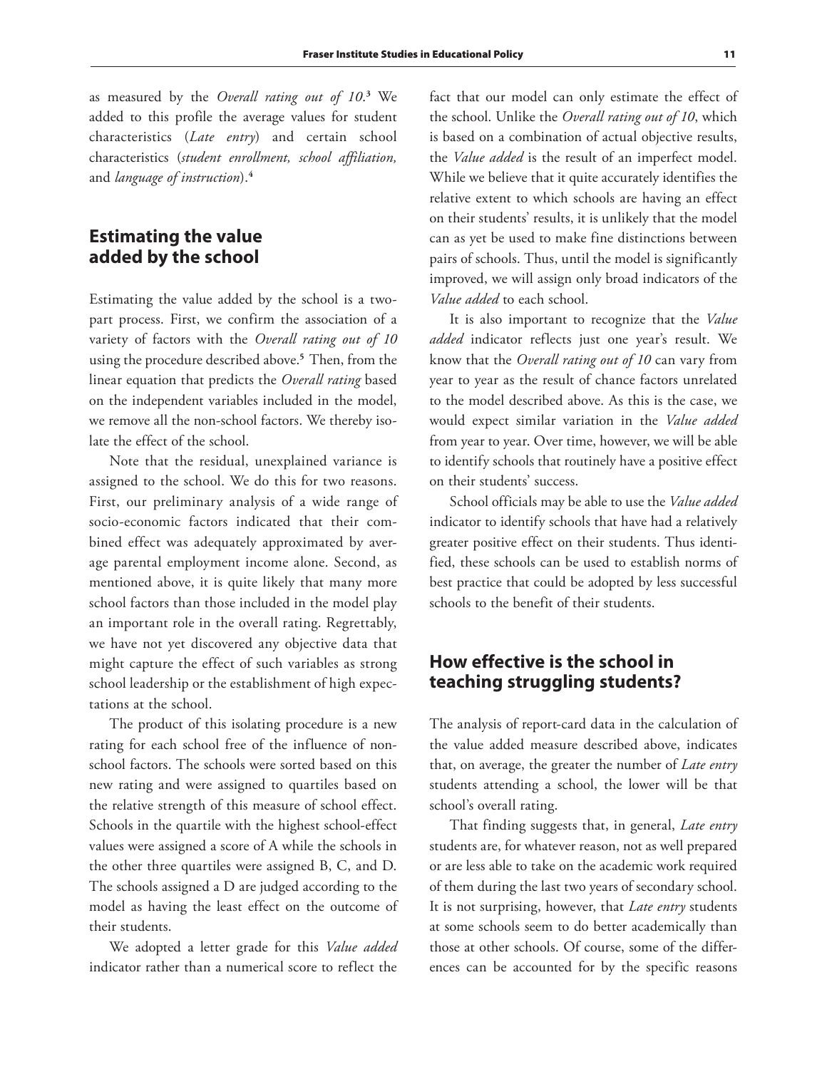as measured by the *Overall rating out of 10*.[3] We added to this profile the average values for student characteristics (*Late entry*) and certain school characteristics (*student enrollment, school affiliation,* and *language of instruction*).[4]

## Estimating the value added by the school

Estimating the value added by the school is a two-part process. First, we confirm the association of a variety of factors with the *Overall rating out of 10* using the procedure described above.[5] Then, from the linear equation that predicts the *Overall rating* based on the independent variables included in the model, we remove all the non-school factors. We thereby isolate the effect of the school.

Note that the residual, unexplained variance is assigned to the school. We do this for two reasons. First, our preliminary analysis of a wide range of socio-economic factors indicated that their combined effect was adequately approximated by average parental employment income alone. Second, as mentioned above, it is quite likely that many more school factors than those included in the model play an important role in the overall rating. Regrettably, we have not yet discovered any objective data that might capture the effect of such variables as strong school leadership or the establishment of high expectations at the school.

The product of this isolating procedure is a new rating for each school free of the influence of non-school factors. The schools were sorted based on this new rating and were assigned to quartiles based on the relative strength of this measure of school effect. Schools in the quartile with the highest school-effect values were assigned a score of A while the schools in the other three quartiles were assigned B, C, and D. The schools assigned a D are judged according to the model as having the least effect on the outcome of their students.

We adopted a letter grade for this *Value added* indicator rather than a numerical score to reflect the fact that our model can only estimate the effect of the school. Unlike the *Overall rating out of 10*, which is based on a combination of actual objective results, the *Value added* is the result of an imperfect model. While we believe that it quite accurately identifies the relative extent to which schools are having an effect on their students' results, it is unlikely that the model can as yet be used to make fine distinctions between pairs of schools. Thus, until the model is significantly improved, we will assign only broad indicators of the *Value added* to each school.

It is also important to recognize that the *Value added* indicator reflects just one year's result. We know that the *Overall rating out of 10* can vary from year to year as the result of chance factors unrelated to the model described above. As this is the case, we would expect similar variation in the *Value added* from year to year. Over time, however, we will be able to identify schools that routinely have a positive effect on their students' success.

School officials may be able to use the *Value added* indicator to identify schools that have had a relatively greater positive effect on their students. Thus identified, these schools can be used to establish norms of best practice that could be adopted by less successful schools to the benefit of their students.

## How effective is the school in teaching struggling students?

The analysis of report-card data in the calculation of the value added measure described above, indicates that, on average, the greater the number of *Late entry* students attending a school, the lower will be that school's overall rating.

That finding suggests that, in general, *Late entry* students are, for whatever reason, not as well prepared or are less able to take on the academic work required of them during the last two years of secondary school. It is not surprising, however, that *Late entry* students at some schools seem to do better academically than those at other schools. Of course, some of the differences can be accounted for by the specific reasons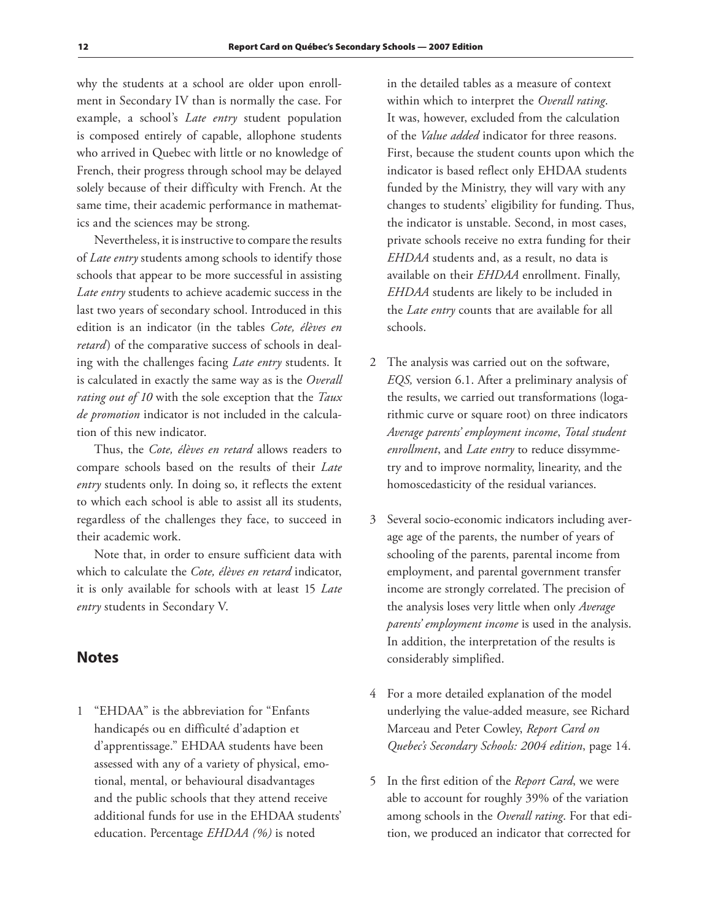why the students at a school are older upon enrollment in Secondary IV than is normally the case. For example, a school's *Late entry* student population is composed entirely of capable, allophone students who arrived in Quebec with little or no knowledge of French, their progress through school may be delayed solely because of their difficulty with French. At the same time, their academic performance in mathematics and the sciences may be strong.

Nevertheless, it is instructive to compare the results of *Late entry* students among schools to identify those schools that appear to be more successful in assisting *Late entry* students to achieve academic success in the last two years of secondary school. Introduced in this edition is an indicator (in the tables *Cote, élèves en retard*) of the comparative success of schools in dealing with the challenges facing *Late entry* students. It is calculated in exactly the same way as is the *Overall rating out of 10* with the sole exception that the *Taux de promotion* indicator is not included in the calculation of this new indicator.

Thus, the *Cote, élèves en retard* allows readers to compare schools based on the results of their *Late entry* students only. In doing so, it reflects the extent to which each school is able to assist all its students, regardless of the challenges they face, to succeed in their academic work.

Note that, in order to ensure sufficient data with which to calculate the *Cote, élèves en retard* indicator, it is only available for schools with at least 15 *Late entry* students in Secondary V.

## Notes

1 "EHDAA" is the abbreviation for "Enfants handicapés ou en difficulté d'adaption et d'apprentissage." EHDAA students have been assessed with any of a variety of physical, emotional, mental, or behavioural disadvantages and the public schools that they attend receive additional funds for use in the EHDAA students' education. Percentage *EHDAA (%)* is noted in the detailed tables as a measure of context within which to interpret the *Overall rating*. It was, however, excluded from the calculation of the *Value added* indicator for three reasons. First, because the student counts upon which the indicator is based reflect only EHDAA students funded by the Ministry, they will vary with any changes to students' eligibility for funding. Thus, the indicator is unstable. Second, in most cases, private schools receive no extra funding for their *EHDAA* students and, as a result, no data is available on their *EHDAA* enrollment. Finally, *EHDAA* students are likely to be included in the *Late entry* counts that are available for all schools.

2 The analysis was carried out on the software, *EQS,* version 6.1. After a preliminary analysis of the results, we carried out transformations (logarithmic curve or square root) on three indicators *Average parents' employment income*, *Total student enrollment*, and *Late entry* to reduce dissymmetry and to improve normality, linearity, and the homoscedasticity of the residual variances.

3 Several socio-economic indicators including average age of the parents, the number of years of schooling of the parents, parental income from employment, and parental government transfer income are strongly correlated. The precision of the analysis loses very little when only *Average parents' employment income* is used in the analysis. In addition, the interpretation of the results is considerably simplified.

4 For a more detailed explanation of the model underlying the value-added measure, see Richard Marceau and Peter Cowley, *Report Card on Quebec's Secondary Schools: 2004 edition*, page 14.

5 In the first edition of the *Report Card*, we were able to account for roughly 39% of the variation among schools in the *Overall rating*. For that edition, we produced an indicator that corrected for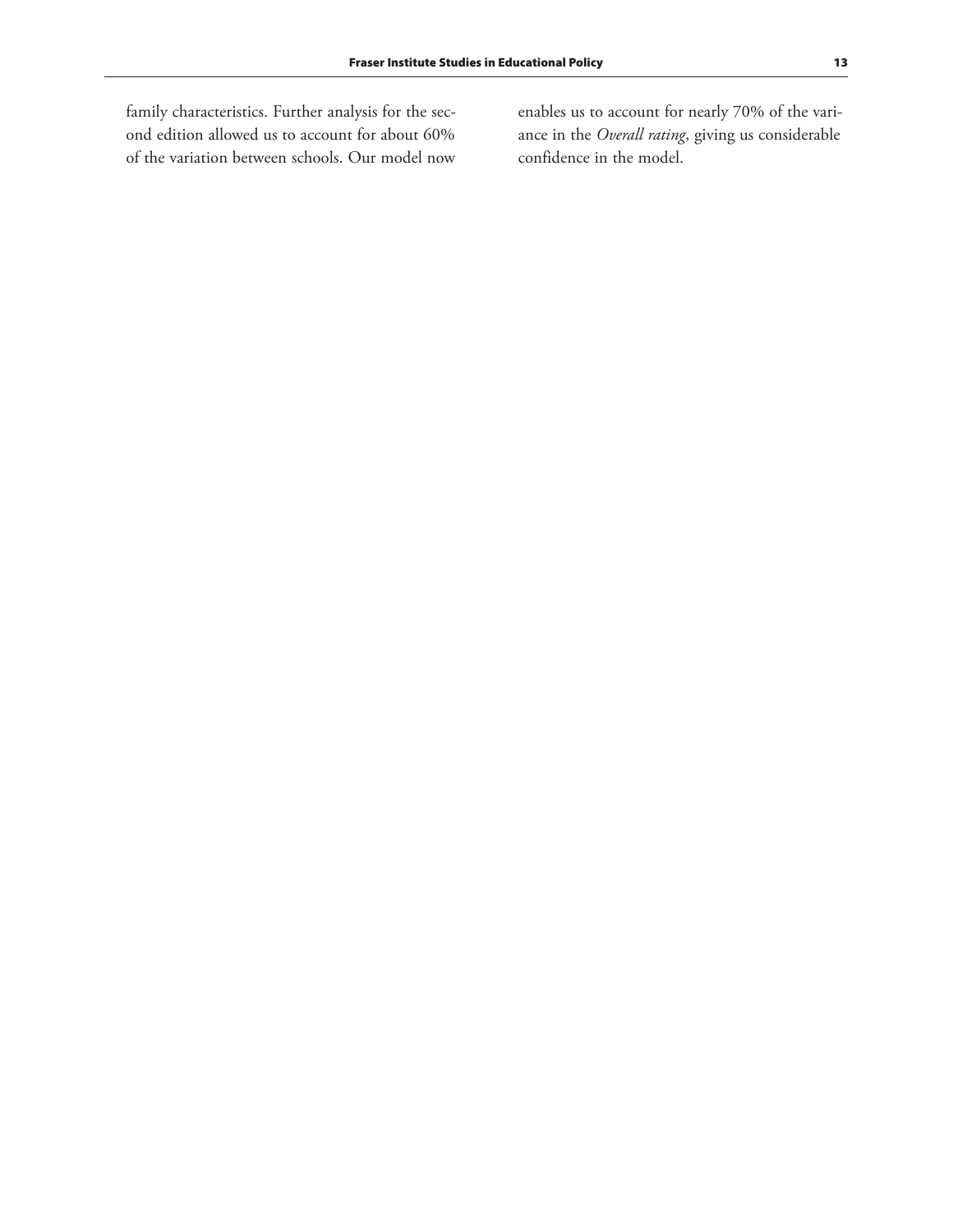family characteristics. Further analysis for the second edition allowed us to account for about 60% of the variation between schools. Our model now enables us to account for nearly 70% of the variance in the *Overall rating*, giving us considerable confidence in the model.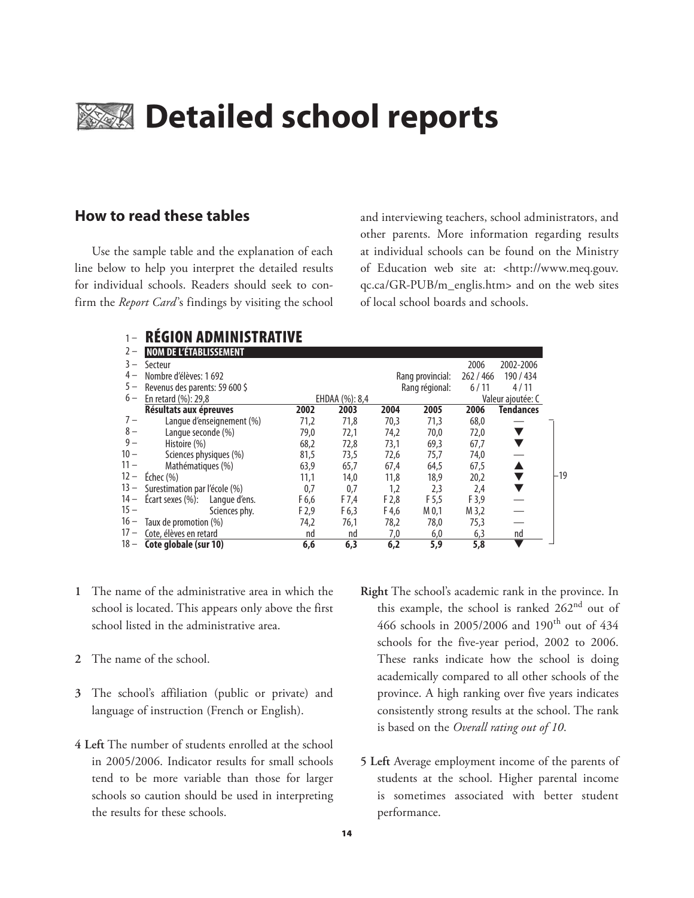# Detailed school reports

## How to read these tables

Use the sample table and the explanation of each line below to help you interpret the detailed results for individual schools. Readers should seek to confirm the *Report Card*'s findings by visiting the school and interviewing teachers, school administrators, and other parents. More information regarding results at individual schools can be found on the Ministry of Education web site at: <http://www.meq.gouv.qc.ca/GR-PUB/m_englis.htm> and on the web sites of local school boards and schools.

1 – **RÉGION ADMINISTRATIVE**

2 – **NOM DE L'ÉTABLISSEMENT**

| | | | | | | | |
|---|---|---|---|---|---|---|---|
| 3 – | Secteur | | | | | 2006 | 2002-2006 |
| 4 – | Nombre d'élèves: 1 692 | | | Rang provincial: | | 262 / 466 | 190 / 434 |
| 5 – | Revenus des parents: 59 600 $ | | | Rang régional: | | 6 / 11 | 4 / 11 |
| 6 – | En retard (%): 29,8 | | EHDAA (%): 8,4 | | | Valeur ajoutée: C | |
| | **Résultats aux épreuves** | **2002** | **2003** | **2004** | **2005** | **2006** | **Tendances** |
| 7 – | Langue d'enseignement (%) | 71,2 | 71,8 | 70,3 | 71,3 | 68,0 | — |
| 8 – | Langue seconde (%) | 79,0 | 72,1 | 74,2 | 70,0 | 72,0 | ▼ |
| 9 – | Histoire (%) | 68,2 | 72,8 | 73,1 | 69,3 | 67,7 | ▼ |
| 10 – | Sciences physiques (%) | 81,5 | 73,5 | 72,6 | 75,7 | 74,0 | — |
| 11 – | Mathématiques (%) | 63,9 | 65,7 | 67,4 | 64,5 | 67,5 | ▲ |
| 12 – | Échec (%) | 11,1 | 14,0 | 11,8 | 18,9 | 20,2 | ▼ |
| 13 – | Surestimation par l'école (%) | 0,7 | 0,7 | 1,2 | 2,3 | 2,4 | ▼ |
| 14 – | Écart sexes (%): Langue d'ens. | F 6,6 | F 7,4 | F 2,8 | F 5,5 | F 3,9 | — |
| 15 – | Sciences phy. | F 2,9 | F 6,3 | F 4,6 | M 0,1 | M 3,2 | — |
| 16 – | Taux de promotion (%) | 74,2 | 76,1 | 78,2 | 78,0 | 75,3 | — |
| 17 – | Cote, élèves en retard | nd | nd | 7,0 | 6,0 | 6,3 | nd |
| 18 – | **Cote globale (sur 10)** | **6,6** | **6,3** | **6,2** | **5,9** | **5,8** | ▼ |

–19

**1** The name of the administrative area in which the school is located. This appears only above the first school listed in the administrative area.

**2** The name of the school.

**3** The school's affiliation (public or private) and language of instruction (French or English).

**4 Left** The number of students enrolled at the school in 2005/2006. Indicator results for small schools tend to be more variable than those for larger schools so caution should be used in interpreting the results for these schools.

**Right** The school's academic rank in the province. In this example, the school is ranked 262nd out of 466 schools in 2005/2006 and 190th out of 434 schools for the five-year period, 2002 to 2006. These ranks indicate how the school is doing academically compared to all other schools of the province. A high ranking over five years indicates consistently strong results at the school. The rank is based on the *Overall rating out of 10*.

**5 Left** Average employment income of the parents of students at the school. Higher parental income is sometimes associated with better student performance.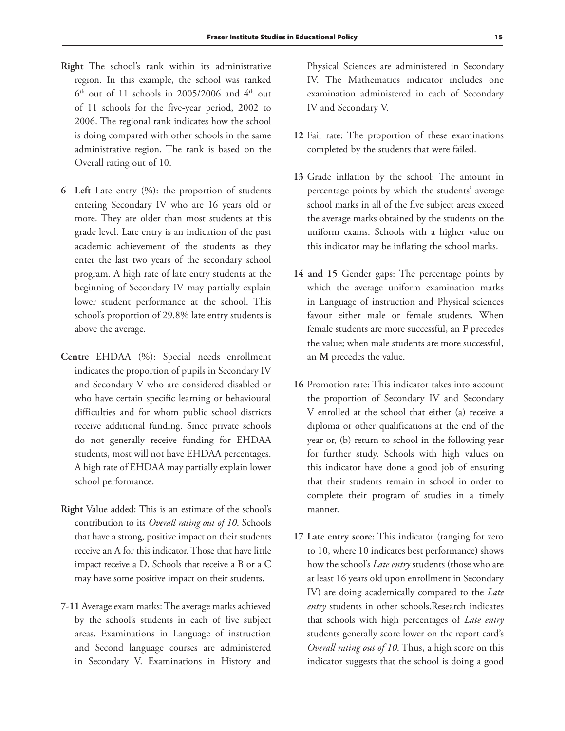**Right** The school's rank within its administrative region. In this example, the school was ranked 6th out of 11 schools in 2005/2006 and 4th out of 11 schools for the five-year period, 2002 to 2006. The regional rank indicates how the school is doing compared with other schools in the same administrative region. The rank is based on the Overall rating out of 10.

**6 Left** Late entry (%): the proportion of students entering Secondary IV who are 16 years old or more. They are older than most students at this grade level. Late entry is an indication of the past academic achievement of the students as they enter the last two years of the secondary school program. A high rate of late entry students at the beginning of Secondary IV may partially explain lower student performance at the school. This school's proportion of 29.8% late entry students is above the average.

**Centre** EHDAA (%): Special needs enrollment indicates the proportion of pupils in Secondary IV and Secondary V who are considered disabled or who have certain specific learning or behavioural difficulties and for whom public school districts receive additional funding. Since private schools do not generally receive funding for EHDAA students, most will not have EHDAA percentages. A high rate of EHDAA may partially explain lower school performance.

**Right** Value added: This is an estimate of the school's contribution to its *Overall rating out of 10*. Schools that have a strong, positive impact on their students receive an A for this indicator. Those that have little impact receive a D. Schools that receive a B or a C may have some positive impact on their students.

**7-11** Average exam marks: The average marks achieved by the school's students in each of five subject areas. Examinations in Language of instruction and Second language courses are administered in Secondary V. Examinations in History and Physical Sciences are administered in Secondary IV. The Mathematics indicator includes one examination administered in each of Secondary IV and Secondary V.

**12** Fail rate: The proportion of these examinations completed by the students that were failed.

**13** Grade inflation by the school: The amount in percentage points by which the students' average school marks in all of the five subject areas exceed the average marks obtained by the students on the uniform exams. Schools with a higher value on this indicator may be inflating the school marks.

**14 and 15** Gender gaps: The percentage points by which the average uniform examination marks in Language of instruction and Physical sciences favour either male or female students. When female students are more successful, an **F** precedes the value; when male students are more successful, an **M** precedes the value.

**16** Promotion rate: This indicator takes into account the proportion of Secondary IV and Secondary V enrolled at the school that either (a) receive a diploma or other qualifications at the end of the year or, (b) return to school in the following year for further study. Schools with high values on this indicator have done a good job of ensuring that their students remain in school in order to complete their program of studies in a timely manner.

**17 Late entry score:** This indicator (ranging for zero to 10, where 10 indicates best performance) shows how the school's *Late entry* students (those who are at least 16 years old upon enrollment in Secondary IV) are doing academically compared to the *Late entry* students in other schools.Research indicates that schools with high percentages of *Late entry* students generally score lower on the report card's *Overall rating out of 10*. Thus, a high score on this indicator suggests that the school is doing a good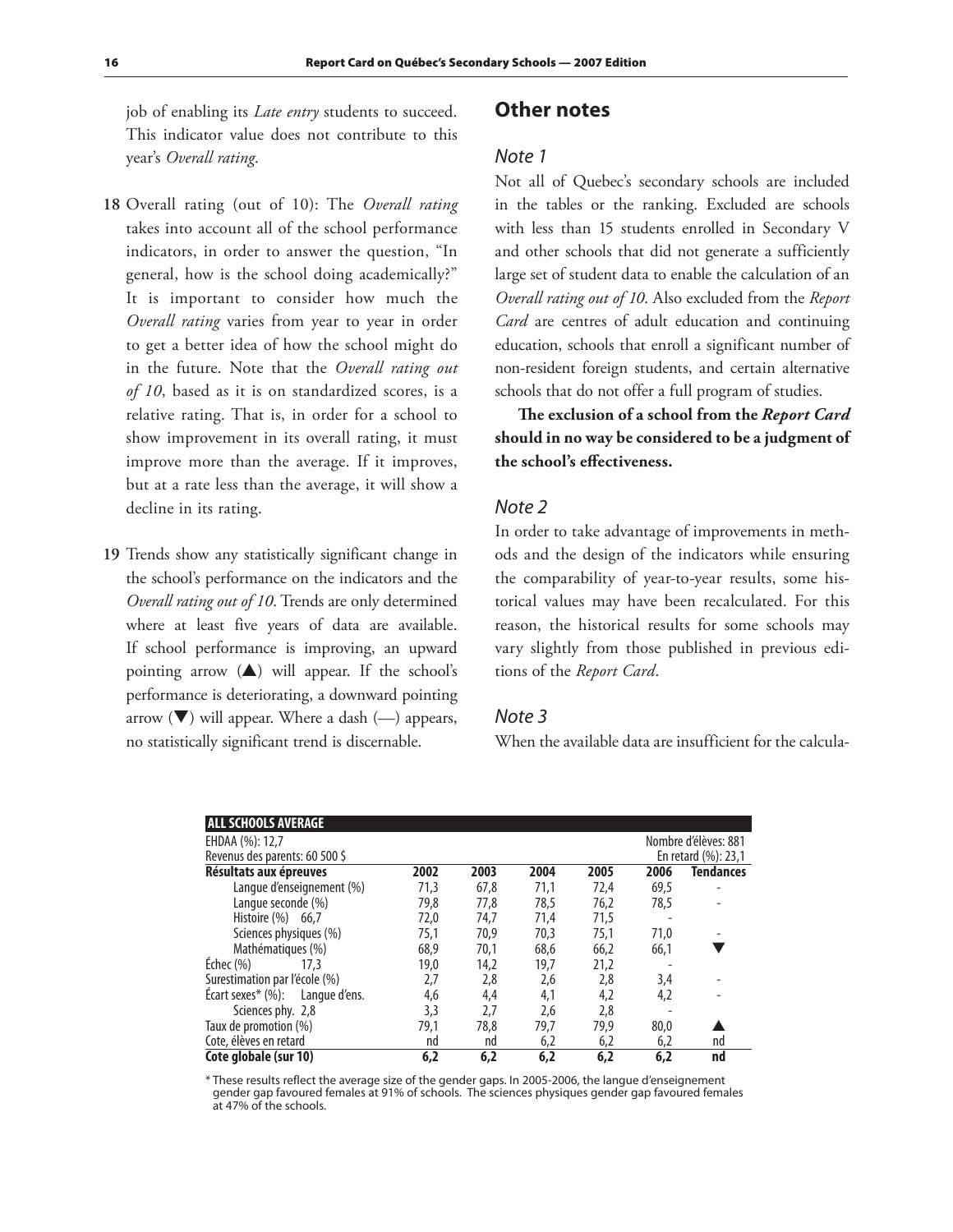job of enabling its *Late entry* students to succeed. This indicator value does not contribute to this year's *Overall rating*.

**18** Overall rating (out of 10): The *Overall rating* takes into account all of the school performance indicators, in order to answer the question, "In general, how is the school doing academically?" It is important to consider how much the *Overall rating* varies from year to year in order to get a better idea of how the school might do in the future. Note that the *Overall rating out of 10*, based as it is on standardized scores, is a relative rating. That is, in order for a school to show improvement in its overall rating, it must improve more than the average. If it improves, but at a rate less than the average, it will show a decline in its rating.

**19** Trends show any statistically significant change in the school's performance on the indicators and the *Overall rating out of 10*. Trends are only determined where at least five years of data are available. If school performance is improving, an upward pointing arrow (▲) will appear. If the school's performance is deteriorating, a downward pointing arrow (▼) will appear. Where a dash (—) appears, no statistically significant trend is discernable.

## Other notes

### Note 1

Not all of Quebec's secondary schools are included in the tables or the ranking. Excluded are schools with less than 15 students enrolled in Secondary V and other schools that did not generate a sufficiently large set of student data to enable the calculation of an *Overall rating out of 10*. Also excluded from the *Report Card* are centres of adult education and continuing education, schools that enroll a significant number of non-resident foreign students, and certain alternative schools that do not offer a full program of studies.

**The exclusion of a school from the *Report Card* should in no way be considered to be a judgment of the school's effectiveness.**

### Note 2

In order to take advantage of improvements in methods and the design of the indicators while ensuring the comparability of year-to-year results, some historical values may have been recalculated. For this reason, the historical results for some schools may vary slightly from those published in previous editions of the *Report Card*.

### Note 3

When the available data are insufficient for the calcula-

**ALL SCHOOLS AVERAGE**

EHDAA (%): 12,7 — Nombre d'élèves: 881
Revenus des parents: 60 500 $ — En retard (%): 23,1

| Résultats aux épreuves | 2002 | 2003 | 2004 | 2005 | 2006 | Tendances |
|---|---|---|---|---|---|---|
| Langue d'enseignement (%) | 71,3 | 67,8 | 71,1 | 72,4 | 69,5 | - |
| Langue seconde (%) | 79,8 | 77,8 | 78,5 | 76,2 | 78,5 | - |
| Histoire (%) 66,7 | 72,0 | 74,7 | 71,4 | 71,5 | - | |
| Sciences physiques (%) | 75,1 | 70,9 | 70,3 | 75,1 | 71,0 | - |
| Mathématiques (%) | 68,9 | 70,1 | 68,6 | 66,2 | 66,1 | ▼ |
| Échec (%) 17,3 | 19,0 | 14,2 | 19,7 | 21,2 | - | |
| Surestimation par l'école (%) | 2,7 | 2,8 | 2,6 | 2,8 | 3,4 | - |
| Écart sexes* (%): Langue d'ens. | 4,6 | 4,4 | 4,1 | 4,2 | 4,2 | - |
| Sciences phy. 2,8 | 3,3 | 2,7 | 2,6 | 2,8 | - | |
| Taux de promotion (%) | 79,1 | 78,8 | 79,7 | 79,9 | 80,0 | ▲ |
| Cote, élèves en retard | nd | nd | 6,2 | 6,2 | 6,2 | nd |
| **Cote globale (sur 10)** | **6,2** | **6,2** | **6,2** | **6,2** | **6,2** | **nd** |

\* These results reflect the average size of the gender gaps. In 2005-2006, the langue d'enseignement gender gap favoured females at 91% of schools. The sciences physiques gender gap favoured females at 47% of the schools.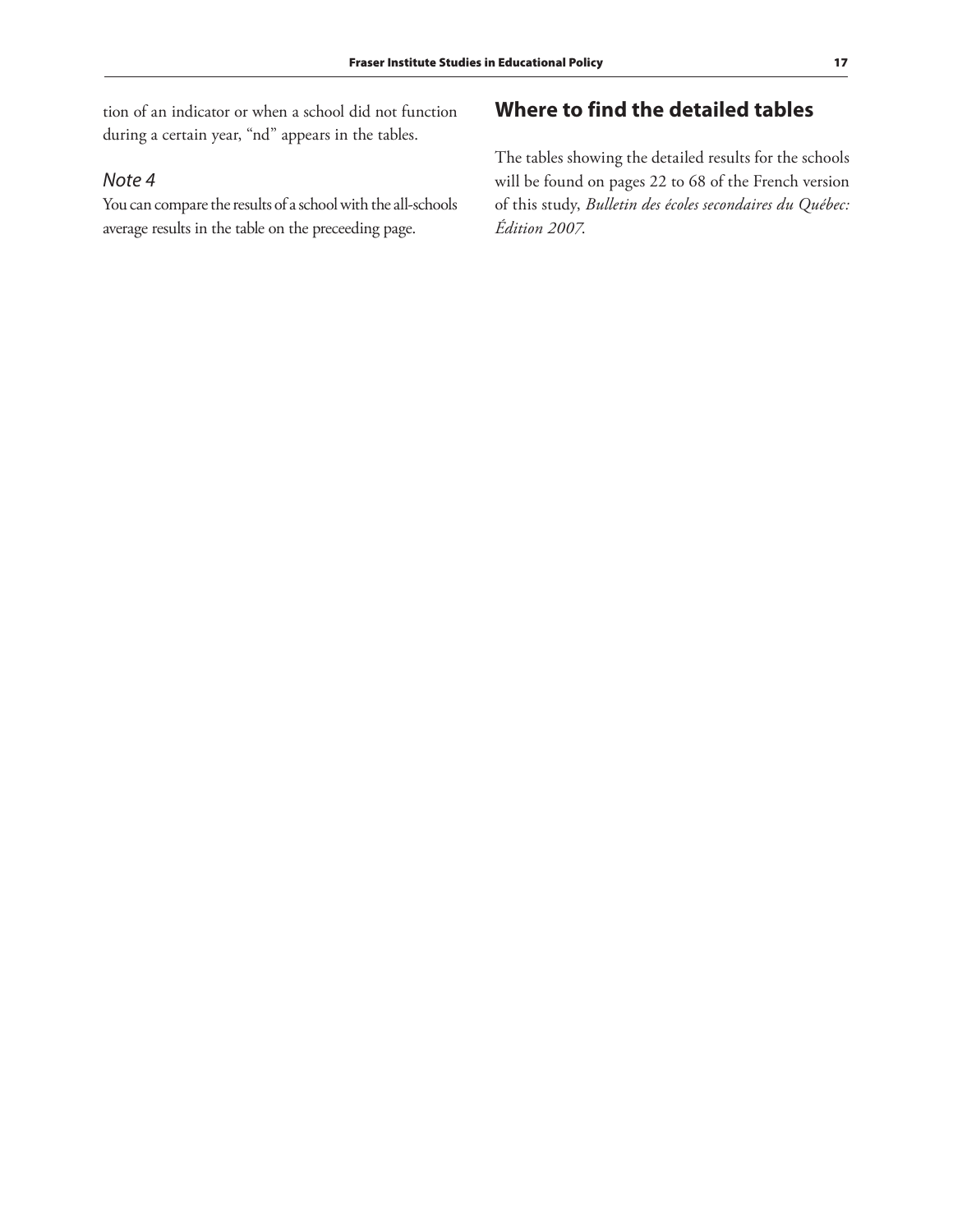tion of an indicator or when a school did not function during a certain year, “nd” appears in the tables.

### *Note 4*

You can compare the results of a school with the all-schools average results in the table on the preceeding page.

## Where to find the detailed tables

The tables showing the detailed results for the schools will be found on pages 22 to 68 of the French version of this study, *Bulletin des écoles secondaires du Québec: Édition 2007*.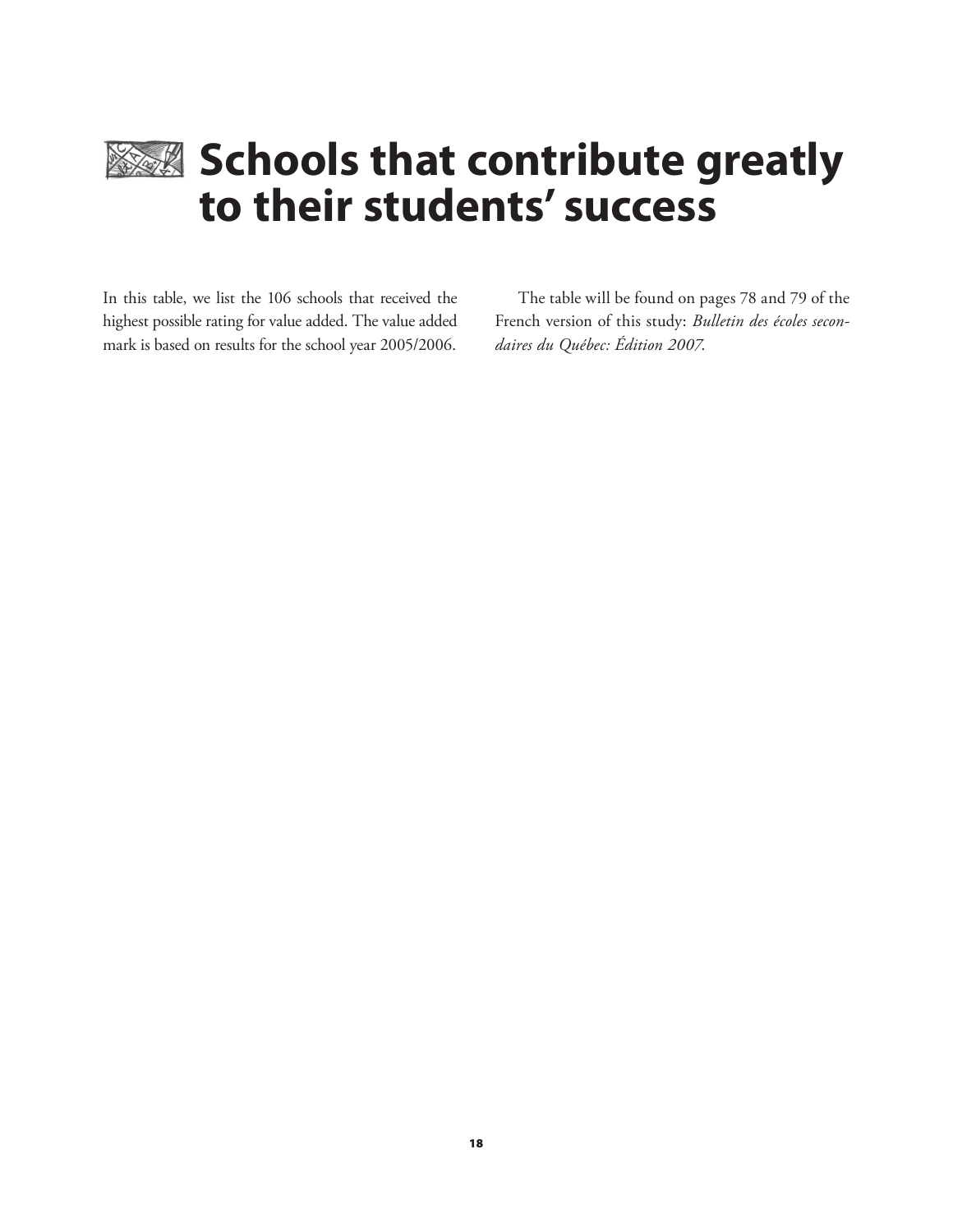# Schools that contribute greatly to their students' success

In this table, we list the 106 schools that received the highest possible rating for value added. The value added mark is based on results for the school year 2005/2006.

The table will be found on pages 78 and 79 of the French version of this study: *Bulletin des écoles secondaires du Québec: Édition 2007*.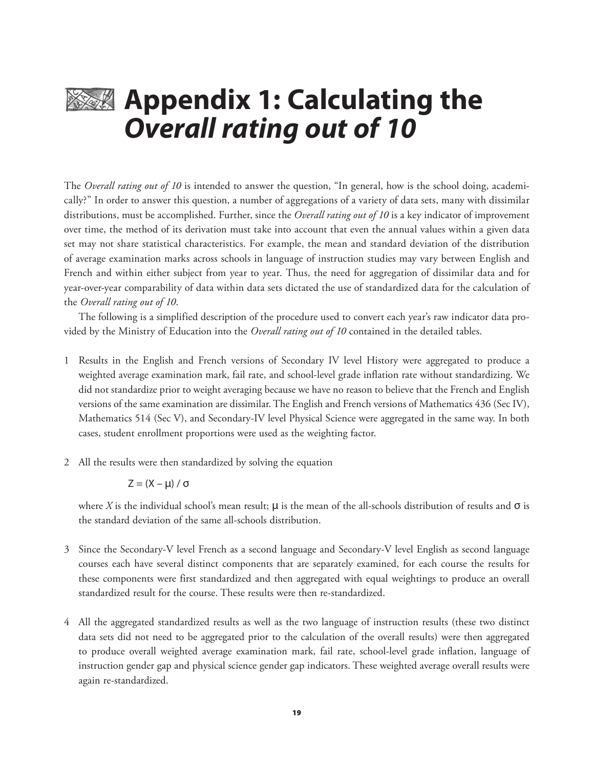# Appendix 1: Calculating the *Overall rating out of 10*

The *Overall rating out of 10* is intended to answer the question, "In general, how is the school doing, academically?" In order to answer this question, a number of aggregations of a variety of data sets, many with dissimilar distributions, must be accomplished. Further, since the *Overall rating out of 10* is a key indicator of improvement over time, the method of its derivation must take into account that even the annual values within a given data set may not share statistical characteristics. For example, the mean and standard deviation of the distribution of average examination marks across schools in language of instruction studies may vary between English and French and within either subject from year to year. Thus, the need for aggregation of dissimilar data and for year-over-year comparability of data within data sets dictated the use of standardized data for the calculation of the *Overall rating out of 10*.

The following is a simplified description of the procedure used to convert each year's raw indicator data provided by the Ministry of Education into the *Overall rating out of 10* contained in the detailed tables.

1. Results in the English and French versions of Secondary IV level History were aggregated to produce a weighted average examination mark, fail rate, and school-level grade inflation rate without standardizing. We did not standardize prior to weight averaging because we have no reason to believe that the French and English versions of the same examination are dissimilar. The English and French versions of Mathematics 436 (Sec IV), Mathematics 514 (Sec V), and Secondary-IV level Physical Science were aggregated in the same way. In both cases, student enrollment proportions were used as the weighting factor.

2. All the results were then standardized by solving the equation

   $$Z = (X - \mu) / \sigma$$

   where $X$ is the individual school's mean result; $\mu$ is the mean of the all-schools distribution of results and $\sigma$ is the standard deviation of the same all-schools distribution.

3. Since the Secondary-V level French as a second language and Secondary-V level English as second language courses each have several distinct components that are separately examined, for each course the results for these components were first standardized and then aggregated with equal weightings to produce an overall standardized result for the course. These results were then re-standardized.

4. All the aggregated standardized results as well as the two language of instruction results (these two distinct data sets did not need to be aggregated prior to the calculation of the overall results) were then aggregated to produce overall weighted average examination mark, fail rate, school-level grade inflation, language of instruction gender gap and physical science gender gap indicators. These weighted average overall results were again re-standardized.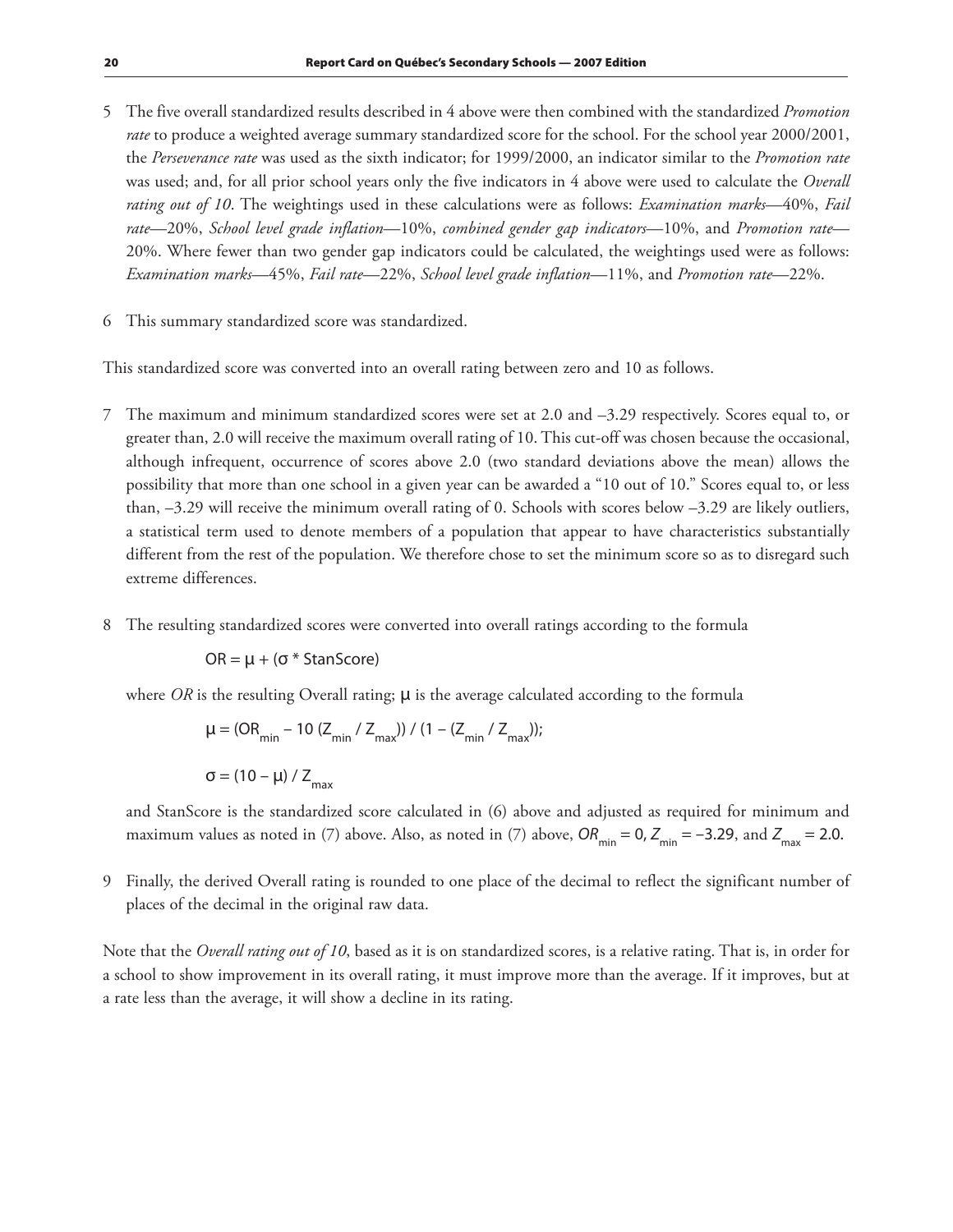5 The five overall standardized results described in 4 above were then combined with the standardized *Promotion rate* to produce a weighted average summary standardized score for the school. For the school year 2000/2001, the *Perseverance rate* was used as the sixth indicator; for 1999/2000, an indicator similar to the *Promotion rate* was used; and, for all prior school years only the five indicators in 4 above were used to calculate the *Overall rating out of 10*. The weightings used in these calculations were as follows: *Examination marks*—40%, *Fail rate*—20%, *School level grade inflation*—10%, *combined gender gap indicators*—10%, and *Promotion rate*—20%. Where fewer than two gender gap indicators could be calculated, the weightings used were as follows: *Examination marks*—45%, *Fail rate*—22%, *School level grade inflation*—11%, and *Promotion rate*—22%.

6 This summary standardized score was standardized.

This standardized score was converted into an overall rating between zero and 10 as follows.

7 The maximum and minimum standardized scores were set at 2.0 and –3.29 respectively. Scores equal to, or greater than, 2.0 will receive the maximum overall rating of 10. This cut-off was chosen because the occasional, although infrequent, occurrence of scores above 2.0 (two standard deviations above the mean) allows the possibility that more than one school in a given year can be awarded a "10 out of 10." Scores equal to, or less than, –3.29 will receive the minimum overall rating of 0. Schools with scores below –3.29 are likely outliers, a statistical term used to denote members of a population that appear to have characteristics substantially different from the rest of the population. We therefore chose to set the minimum score so as to disregard such extreme differences.

8 The resulting standardized scores were converted into overall ratings according to the formula

$$OR = \mu + (\sigma * StanScore)$$

where *OR* is the resulting Overall rating; $\mu$ is the average calculated according to the formula

$$\mu = (OR_{min} - 10\,(Z_{min} / Z_{max})) / (1 - (Z_{min} / Z_{max}));$$

$$\sigma = (10 - \mu) / Z_{max}$$

and StanScore is the standardized score calculated in (6) above and adjusted as required for minimum and maximum values as noted in (7) above. Also, as noted in (7) above, $OR_{min} = 0$, $Z_{min} = -3.29$, and $Z_{max} = 2.0$.

9 Finally, the derived Overall rating is rounded to one place of the decimal to reflect the significant number of places of the decimal in the original raw data.

Note that the *Overall rating out of 10*, based as it is on standardized scores, is a relative rating. That is, in order for a school to show improvement in its overall rating, it must improve more than the average. If it improves, but at a rate less than the average, it will show a decline in its rating.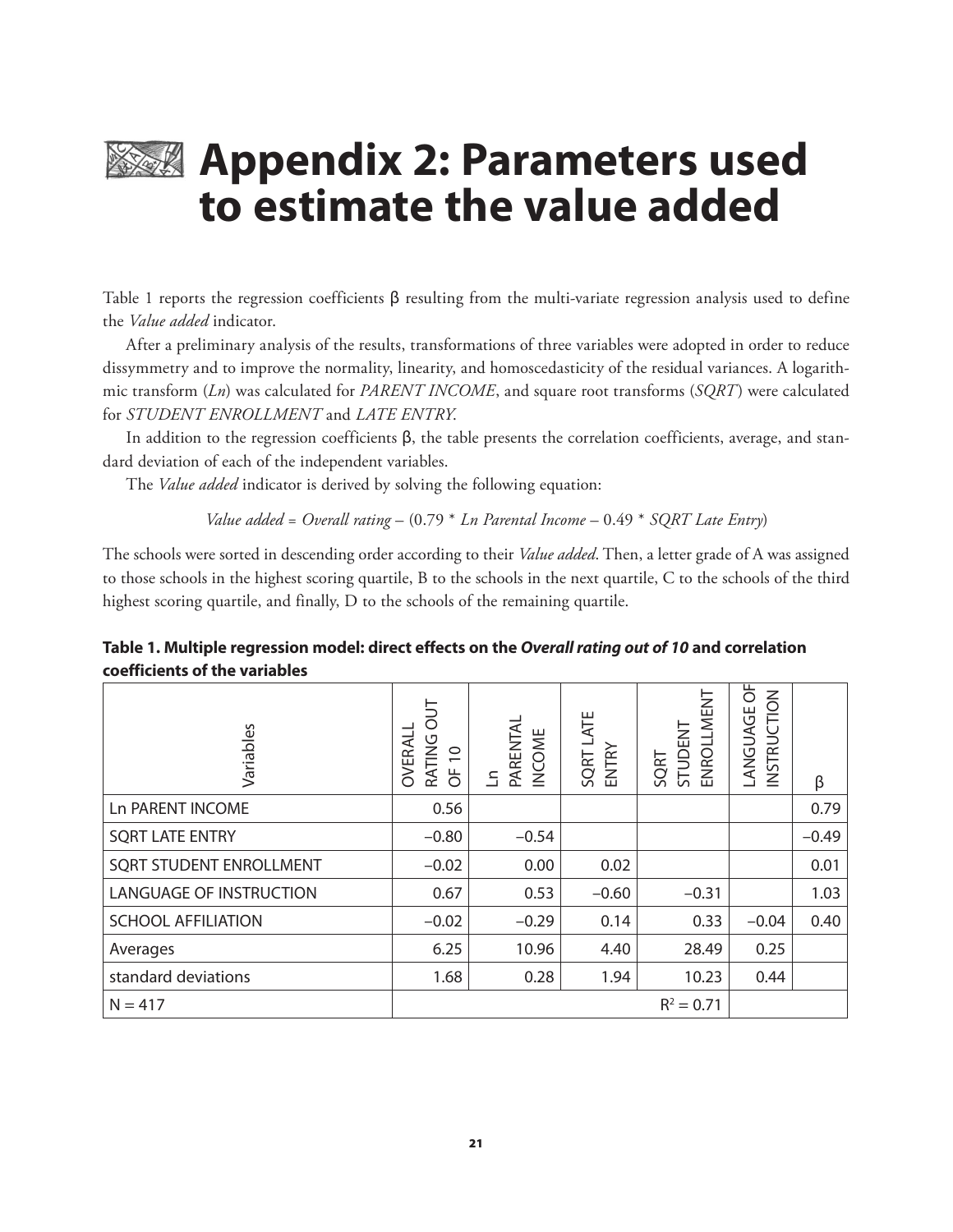# Appendix 2: Parameters used to estimate the value added

Table 1 reports the regression coefficients β resulting from the multi-variate regression analysis used to define the *Value added* indicator.

After a preliminary analysis of the results, transformations of three variables were adopted in order to reduce dissymmetry and to improve the normality, linearity, and homoscedasticity of the residual variances. A logarithmic transform (*Ln*) was calculated for *PARENT INCOME*, and square root transforms (*SQRT*) were calculated for *STUDENT ENROLLMENT* and *LATE ENTRY*.

In addition to the regression coefficients β, the table presents the correlation coefficients, average, and standard deviation of each of the independent variables.

The *Value added* indicator is derived by solving the following equation:

*Value added = Overall rating* – (0.79 * *Ln Parental Income* – 0.49 * *SQRT Late Entry*)

The schools were sorted in descending order according to their *Value added*. Then, a letter grade of A was assigned to those schools in the highest scoring quartile, B to the schools in the next quartile, C to the schools of the third highest scoring quartile, and finally, D to the schools of the remaining quartile.

**Table 1. Multiple regression model: direct effects on the *Overall rating out of 10* and correlation coefficients of the variables**

| Variables | OVERALL RATING OUT OF 10 | Ln PARENTAL INCOME | SQRT LATE ENTRY | SQRT STUDENT ENROLLMENT | LANGUAGE OF INSTRUCTION | β |
|---|---|---|---|---|---|---|
| Ln PARENT INCOME | 0.56 | | | | | 0.79 |
| SQRT LATE ENTRY | –0.80 | –0.54 | | | | –0.49 |
| SQRT STUDENT ENROLLMENT | –0.02 | 0.00 | 0.02 | | | 0.01 |
| LANGUAGE OF INSTRUCTION | 0.67 | 0.53 | –0.60 | –0.31 | | 1.03 |
| SCHOOL AFFILIATION | –0.02 | –0.29 | 0.14 | 0.33 | –0.04 | 0.40 |
| Averages | 6.25 | 10.96 | 4.40 | 28.49 | 0.25 | |
| standard deviations | 1.68 | 0.28 | 1.94 | 10.23 | 0.44 | |
| N = 417 | | | | $R^2 = 0.71$ | | |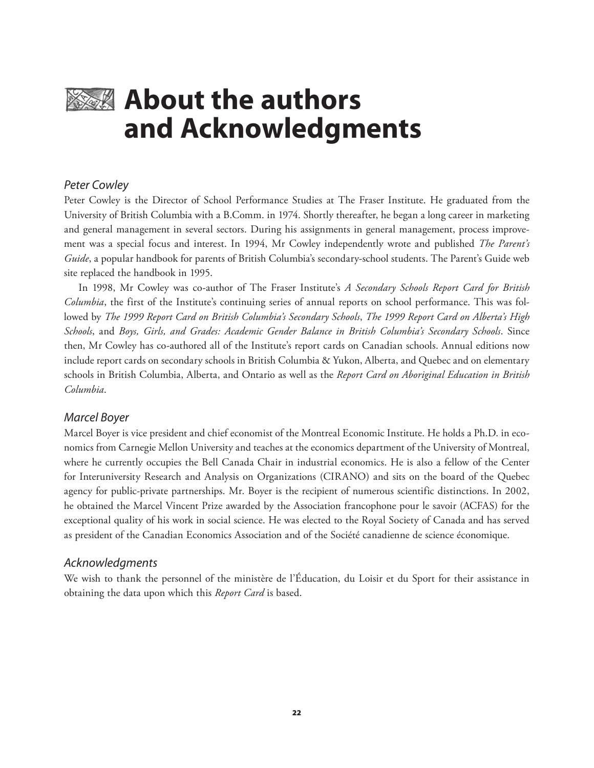# About the authors and Acknowledgments

## Peter Cowley

Peter Cowley is the Director of School Performance Studies at The Fraser Institute. He graduated from the University of British Columbia with a B.Comm. in 1974. Shortly thereafter, he began a long career in marketing and general management in several sectors. During his assignments in general management, process improvement was a special focus and interest. In 1994, Mr Cowley independently wrote and published *The Parent's Guide*, a popular handbook for parents of British Columbia's secondary-school students. The Parent's Guide web site replaced the handbook in 1995.

In 1998, Mr Cowley was co-author of The Fraser Institute's *A Secondary Schools Report Card for British Columbia*, the first of the Institute's continuing series of annual reports on school performance. This was followed by *The 1999 Report Card on British Columbia's Secondary Schools*, *The 1999 Report Card on Alberta's High Schools*, and *Boys, Girls, and Grades: Academic Gender Balance in British Columbia's Secondary Schools*. Since then, Mr Cowley has co-authored all of the Institute's report cards on Canadian schools. Annual editions now include report cards on secondary schools in British Columbia & Yukon, Alberta, and Quebec and on elementary schools in British Columbia, Alberta, and Ontario as well as the *Report Card on Aboriginal Education in British Columbia*.

## Marcel Boyer

Marcel Boyer is vice president and chief economist of the Montreal Economic Institute. He holds a Ph.D. in economics from Carnegie Mellon University and teaches at the economics department of the University of Montreal, where he currently occupies the Bell Canada Chair in industrial economics. He is also a fellow of the Center for Interuniversity Research and Analysis on Organizations (CIRANO) and sits on the board of the Quebec agency for public-private partnerships. Mr. Boyer is the recipient of numerous scientific distinctions. In 2002, he obtained the Marcel Vincent Prize awarded by the Association francophone pour le savoir (ACFAS) for the exceptional quality of his work in social science. He was elected to the Royal Society of Canada and has served as president of the Canadian Economics Association and of the Société canadienne de science économique.

## Acknowledgments

We wish to thank the personnel of the ministère de l'Éducation, du Loisir et du Sport for their assistance in obtaining the data upon which this *Report Card* is based.